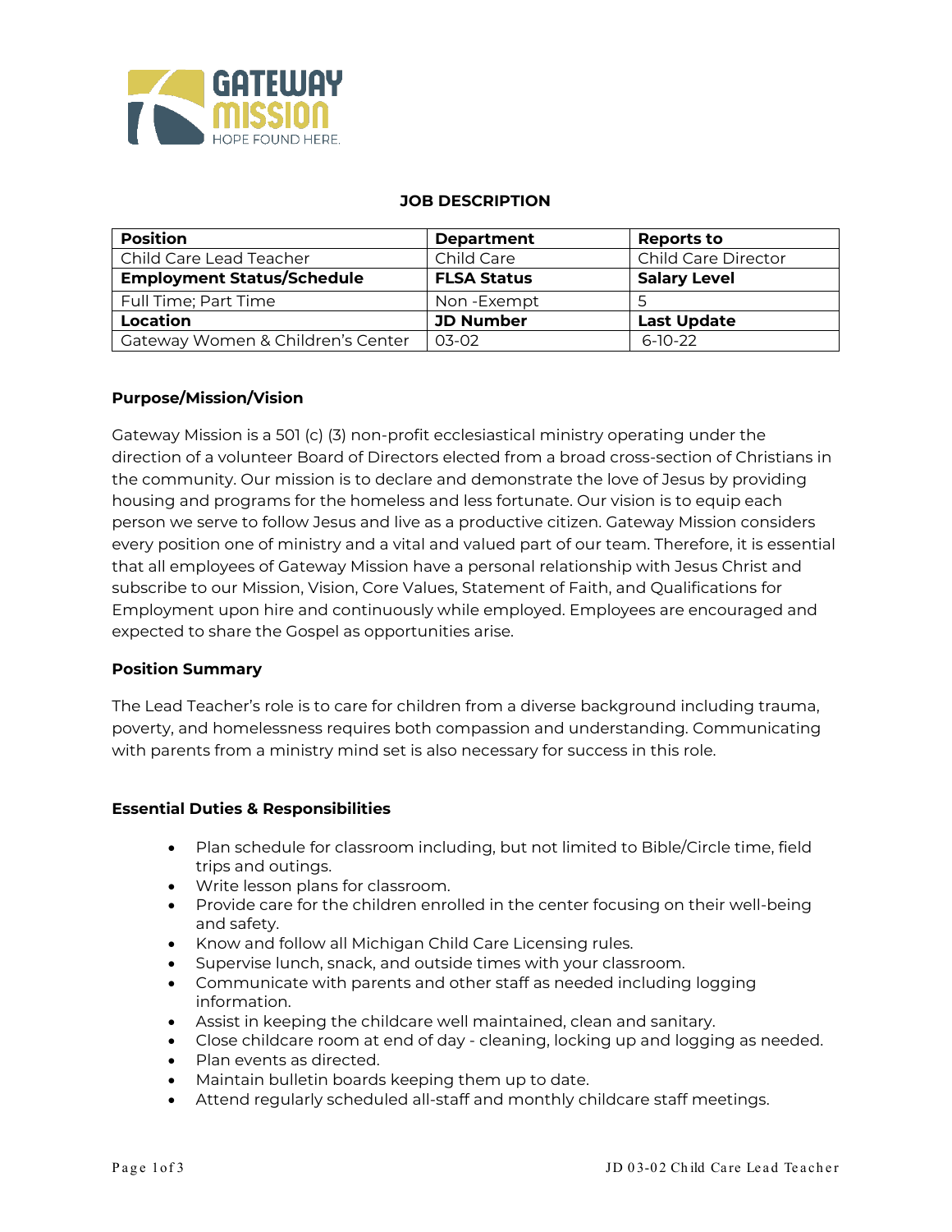GATEWAY MISSION
HOPE FOUND HERE.

# JOB DESCRIPTION

| **Position** | **Department** | **Reports to** |
|---|---|---|
| Child Care Lead Teacher | Child Care | Child Care Director |
| **Employment Status/Schedule** | **FLSA Status** | **Salary Level** |
| Full Time; Part Time | Non -Exempt | 5 |
| **Location** | **JD Number** | **Last Update** |
| Gateway Women & Children's Center | 03-02 | 6-10-22 |

**Purpose/Mission/Vision**

Gateway Mission is a 501 (c) (3) non-profit ecclesiastical ministry operating under the direction of a volunteer Board of Directors elected from a broad cross-section of Christians in the community. Our mission is to declare and demonstrate the love of Jesus by providing housing and programs for the homeless and less fortunate. Our vision is to equip each person we serve to follow Jesus and live as a productive citizen. Gateway Mission considers every position one of ministry and a vital and valued part of our team. Therefore, it is essential that all employees of Gateway Mission have a personal relationship with Jesus Christ and subscribe to our Mission, Vision, Core Values, Statement of Faith, and Qualifications for Employment upon hire and continuously while employed. Employees are encouraged and expected to share the Gospel as opportunities arise.

**Position Summary**

The Lead Teacher's role is to care for children from a diverse background including trauma, poverty, and homelessness requires both compassion and understanding. Communicating with parents from a ministry mind set is also necessary for success in this role.

**Essential Duties & Responsibilities**

- Plan schedule for classroom including, but not limited to Bible/Circle time, field trips and outings.
- Write lesson plans for classroom.
- Provide care for the children enrolled in the center focusing on their well-being and safety.
- Know and follow all Michigan Child Care Licensing rules.
- Supervise lunch, snack, and outside times with your classroom.
- Communicate with parents and other staff as needed including logging information.
- Assist in keeping the childcare well maintained, clean and sanitary.
- Close childcare room at end of day - cleaning, locking up and logging as needed.
- Plan events as directed.
- Maintain bulletin boards keeping them up to date.
- Attend regularly scheduled all-staff and monthly childcare staff meetings.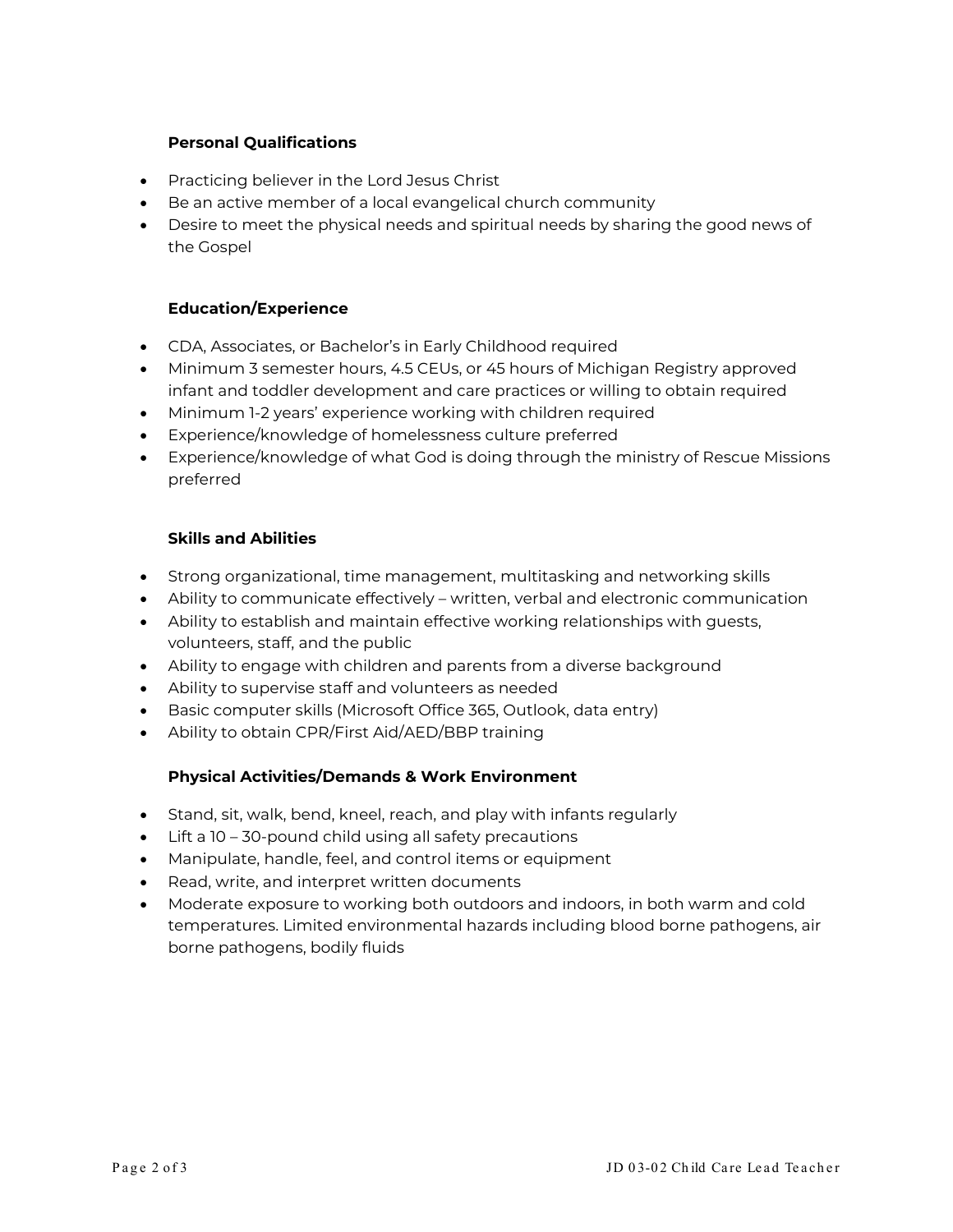**Personal Qualifications**

- Practicing believer in the Lord Jesus Christ
- Be an active member of a local evangelical church community
- Desire to meet the physical needs and spiritual needs by sharing the good news of the Gospel

**Education/Experience**

- CDA, Associates, or Bachelor's in Early Childhood required
- Minimum 3 semester hours, 4.5 CEUs, or 45 hours of Michigan Registry approved infant and toddler development and care practices or willing to obtain required
- Minimum 1-2 years' experience working with children required
- Experience/knowledge of homelessness culture preferred
- Experience/knowledge of what God is doing through the ministry of Rescue Missions preferred

**Skills and Abilities**

- Strong organizational, time management, multitasking and networking skills
- Ability to communicate effectively – written, verbal and electronic communication
- Ability to establish and maintain effective working relationships with guests, volunteers, staff, and the public
- Ability to engage with children and parents from a diverse background
- Ability to supervise staff and volunteers as needed
- Basic computer skills (Microsoft Office 365, Outlook, data entry)
- Ability to obtain CPR/First Aid/AED/BBP training

**Physical Activities/Demands & Work Environment**

- Stand, sit, walk, bend, kneel, reach, and play with infants regularly
- Lift a 10 – 30-pound child using all safety precautions
- Manipulate, handle, feel, and control items or equipment
- Read, write, and interpret written documents
- Moderate exposure to working both outdoors and indoors, in both warm and cold temperatures. Limited environmental hazards including blood borne pathogens, air borne pathogens, bodily fluids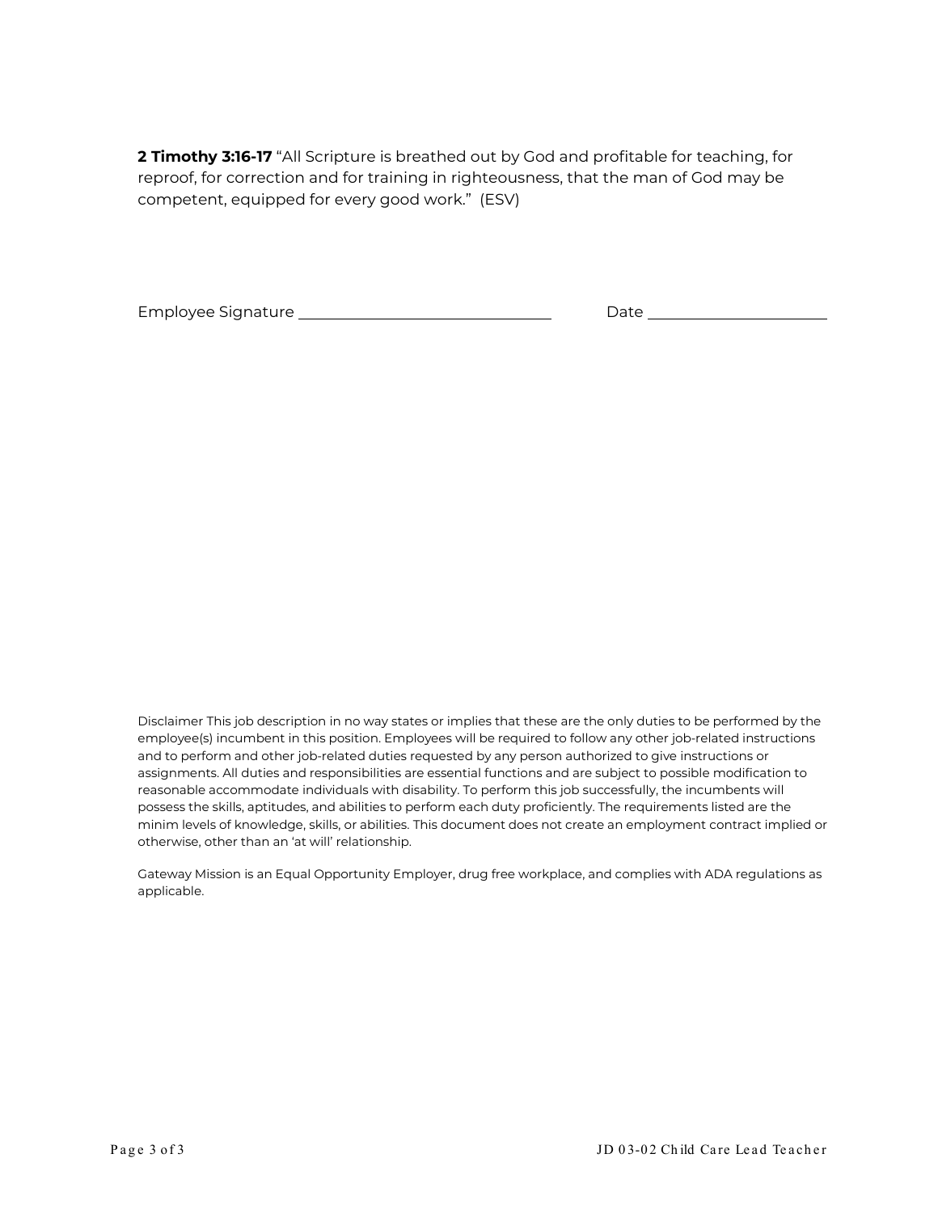**2 Timothy 3:16-17** "All Scripture is breathed out by God and profitable for teaching, for reproof, for correction and for training in righteousness, that the man of God may be competent, equipped for every good work." (ESV)

Employee Signature ______________________________ Date ____________________

Disclaimer This job description in no way states or implies that these are the only duties to be performed by the employee(s) incumbent in this position. Employees will be required to follow any other job-related instructions and to perform and other job-related duties requested by any person authorized to give instructions or assignments. All duties and responsibilities are essential functions and are subject to possible modification to reasonable accommodate individuals with disability. To perform this job successfully, the incumbents will possess the skills, aptitudes, and abilities to perform each duty proficiently. The requirements listed are the minim levels of knowledge, skills, or abilities. This document does not create an employment contract implied or otherwise, other than an 'at will' relationship.

Gateway Mission is an Equal Opportunity Employer, drug free workplace, and complies with ADA regulations as applicable.